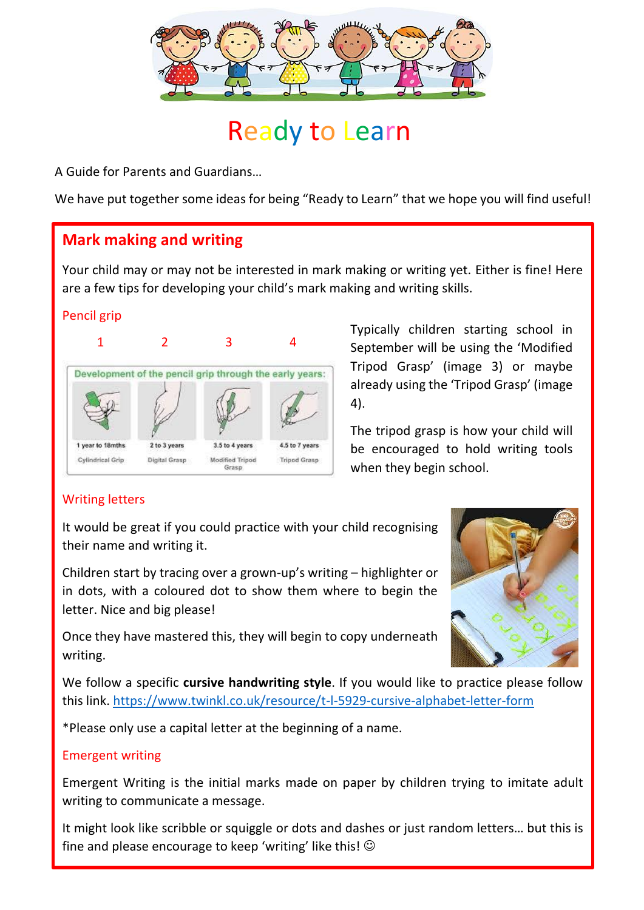# Ready to Learn

A Guide for Parents and Guardians…

We have put together some ideas for being "Ready to Learn" that we hope you will find useful!

## Mark making and writing

Your child may or may not be interested in mark making or writing yet. Either is fine! Here are a few tips for developing your child's mark making and writing skills.

### Pencil grip

| 1 | 2 | 3 | 4 |
|---|---|---|---|
| 1 year to 18mths | 2 to 3 years | 3.5 to 4 years | 4.5 to 7 years |
| Cylindrical Grip | Digital Grasp | Modified Tripod Grasp | Tripod Grasp |

Development of the pencil grip through the early years:

Typically children starting school in September will be using the 'Modified Tripod Grasp' (image 3) or maybe already using the 'Tripod Grasp' (image 4).

The tripod grasp is how your child will be encouraged to hold writing tools when they begin school.

### Writing letters

It would be great if you could practice with your child recognising their name and writing it.

Children start by tracing over a grown-up's writing – highlighter or in dots, with a coloured dot to show them where to begin the letter. Nice and big please!

Once they have mastered this, they will begin to copy underneath writing.

We follow a specific **cursive handwriting style**. If you would like to practice please follow this link. https://www.twinkl.co.uk/resource/t-l-5929-cursive-alphabet-letter-form

*Please only use a capital letter at the beginning of a name.

### Emergent writing

Emergent Writing is the initial marks made on paper by children trying to imitate adult writing to communicate a message.

It might look like scribble or squiggle or dots and dashes or just random letters… but this is fine and please encourage to keep 'writing' like this! ☺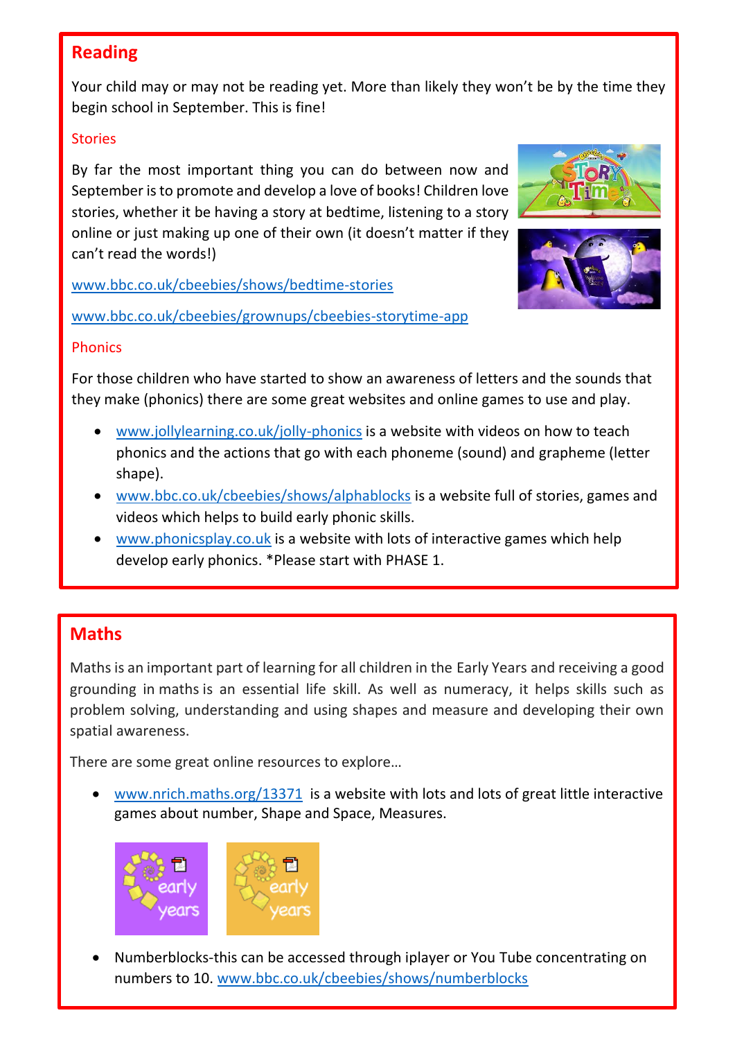## Reading

Your child may or may not be reading yet. More than likely they won't be by the time they begin school in September. This is fine!

### Stories

By far the most important thing you can do between now and September is to promote and develop a love of books! Children love stories, whether it be having a story at bedtime, listening to a story online or just making up one of their own (it doesn't matter if they can't read the words!)

www.bbc.co.uk/cbeebies/shows/bedtime-stories

www.bbc.co.uk/cbeebies/grownups/cbeebies-storytime-app

### Phonics

For those children who have started to show an awareness of letters and the sounds that they make (phonics) there are some great websites and online games to use and play.

- www.jollylearning.co.uk/jolly-phonics is a website with videos on how to teach phonics and the actions that go with each phoneme (sound) and grapheme (letter shape).
- www.bbc.co.uk/cbeebies/shows/alphablocks is a website full of stories, games and videos which helps to build early phonic skills.
- www.phonicsplay.co.uk is a website with lots of interactive games which help develop early phonics. *Please start with PHASE 1.

## Maths

Maths is an important part of learning for all children in the Early Years and receiving a good grounding in maths is an essential life skill. As well as numeracy, it helps skills such as problem solving, understanding and using shapes and measure and developing their own spatial awareness.

There are some great online resources to explore…

- www.nrich.maths.org/13371 is a website with lots and lots of great little interactive games about number, Shape and Space, Measures.
- Numberblocks-this can be accessed through iplayer or You Tube concentrating on numbers to 10. www.bbc.co.uk/cbeebies/shows/numberblocks